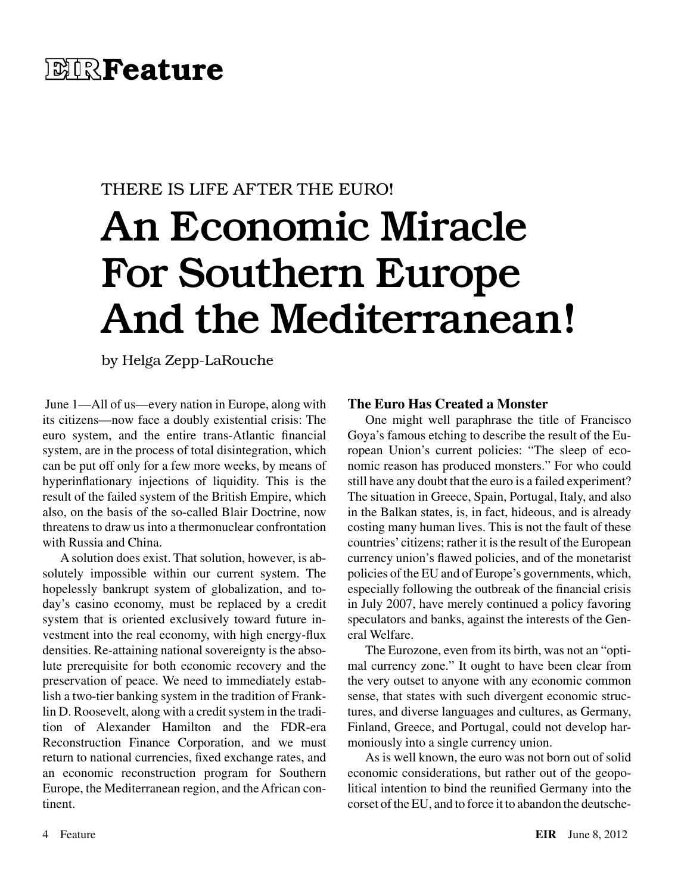# EIR Feature

THERE IS LIFE AFTER THE EURO!

# An Economic Miracle For Southern Europe And the Mediterranean!

by Helga Zepp-LaRouche

June 1—All of us—every nation in Europe, along with its citizens—now face a doubly existential crisis: The euro system, and the entire trans-Atlantic financial system, are in the process of total disintegration, which can be put off only for a few more weeks, by means of hyperinflationary injections of liquidity. This is the result of the failed system of the British Empire, which also, on the basis of the so-called Blair Doctrine, now threatens to draw us into a thermonuclear confrontation with Russia and China.

A solution does exist. That solution, however, is absolutely impossible within our current system. The hopelessly bankrupt system of globalization, and today's casino economy, must be replaced by a credit system that is oriented exclusively toward future investment into the real economy, with high energy-flux densities. Re-attaining national sovereignty is the absolute prerequisite for both economic recovery and the preservation of peace. We need to immediately establish a two-tier banking system in the tradition of Franklin D. Roosevelt, along with a credit system in the tradition of Alexander Hamilton and the FDR-era Reconstruction Finance Corporation, and we must return to national currencies, fixed exchange rates, and an economic reconstruction program for Southern Europe, the Mediterranean region, and the African continent.

## The Euro Has Created a Monster

One might well paraphrase the title of Francisco Goya's famous etching to describe the result of the European Union's current policies: "The sleep of economic reason has produced monsters." For who could still have any doubt that the euro is a failed experiment? The situation in Greece, Spain, Portugal, Italy, and also in the Balkan states, is, in fact, hideous, and is already costing many human lives. This is not the fault of these countries' citizens; rather it is the result of the European currency union's flawed policies, and of the monetarist policies of the EU and of Europe's governments, which, especially following the outbreak of the financial crisis in July 2007, have merely continued a policy favoring speculators and banks, against the interests of the General Welfare.

The Eurozone, even from its birth, was not an "optimal currency zone." It ought to have been clear from the very outset to anyone with any economic common sense, that states with such divergent economic structures, and diverse languages and cultures, as Germany, Finland, Greece, and Portugal, could not develop harmoniously into a single currency union.

As is well known, the euro was not born out of solid economic considerations, but rather out of the geopolitical intention to bind the reunified Germany into the corset of the EU, and to force it to abandon the deutsche-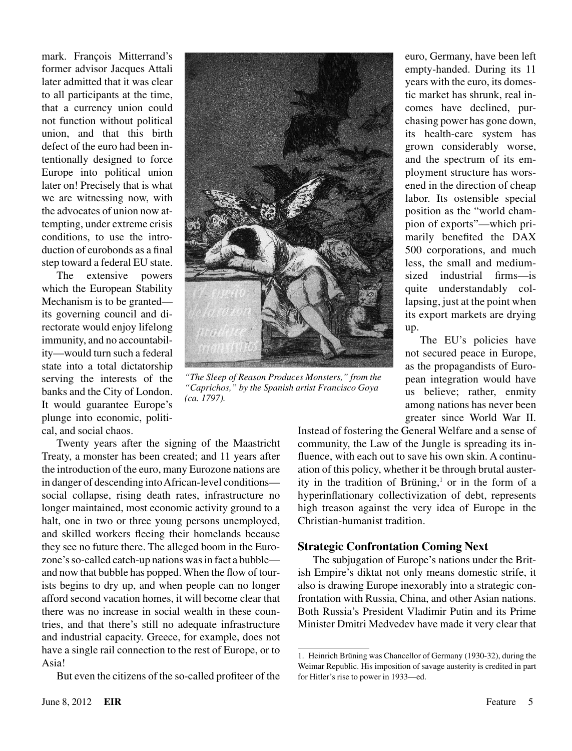mark. François Mitterrand's former advisor Jacques Attali later admitted that it was clear to all participants at the time, that a currency union could not function without political union, and that this birth defect of the euro had been intentionally designed to force Europe into political union later on! Precisely that is what we are witnessing now, with the advocates of union now attempting, under extreme crisis conditions, to use the introduction of eurobonds as a final step toward a federal EU state.

The extensive powers which the European Stability Mechanism is to be granted—its governing council and directorate would enjoy lifelong immunity, and no accountability—would turn such a federal state into a total dictatorship serving the interests of the banks and the City of London. It would guarantee Europe's plunge into economic, political, and social chaos.

*"The Sleep of Reason Produces Monsters," from the "Caprichos," by the Spanish artist Francisco Goya (ca. 1797).*

Twenty years after the signing of the Maastricht Treaty, a monster has been created; and 11 years after the introduction of the euro, many Eurozone nations are in danger of descending into African-level conditions—social collapse, rising death rates, infrastructure no longer maintained, most economic activity ground to a halt, one in two or three young persons unemployed, and skilled workers fleeing their homelands because they see no future there. The alleged boom in the Eurozone's so-called catch-up nations was in fact a bubble—and now that bubble has popped. When the flow of tourists begins to dry up, and when people can no longer afford second vacation homes, it will become clear that there was no increase in social wealth in these countries, and that there's still no adequate infrastructure and industrial capacity. Greece, for example, does not have a single rail connection to the rest of Europe, or to Asia!

But even the citizens of the so-called profiteer of the euro, Germany, have been left empty-handed. During its 11 years with the euro, its domestic market has shrunk, real incomes have declined, purchasing power has gone down, its health-care system has grown considerably worse, and the spectrum of its employment structure has worsened in the direction of cheap labor. Its ostensible special position as the "world champion of exports"—which primarily benefited the DAX 500 corporations, and much less, the small and medium-sized industrial firms—is quite understandably collapsing, just at the point when its export markets are drying up.

The EU's policies have not secured peace in Europe, as the propagandists of European integration would have us believe; rather, enmity among nations has never been greater since World War II. Instead of fostering the General Welfare and a sense of community, the Law of the Jungle is spreading its influence, with each out to save his own skin. A continuation of this policy, whether it be through brutal austerity in the tradition of Brüning,[1] or in the form of a hyperinflationary collectivization of debt, represents high treason against the very idea of Europe in the Christian-humanist tradition.

## Strategic Confrontation Coming Next

The subjugation of Europe's nations under the British Empire's diktat not only means domestic strife, it also is drawing Europe inexorably into a strategic confrontation with Russia, China, and other Asian nations. Both Russia's President Vladimir Putin and its Prime Minister Dmitri Medvedev have made it very clear that

---

1. Heinrich Brüning was Chancellor of Germany (1930-32), during the Weimar Republic. His imposition of savage austerity is credited in part for Hitler's rise to power in 1933—ed.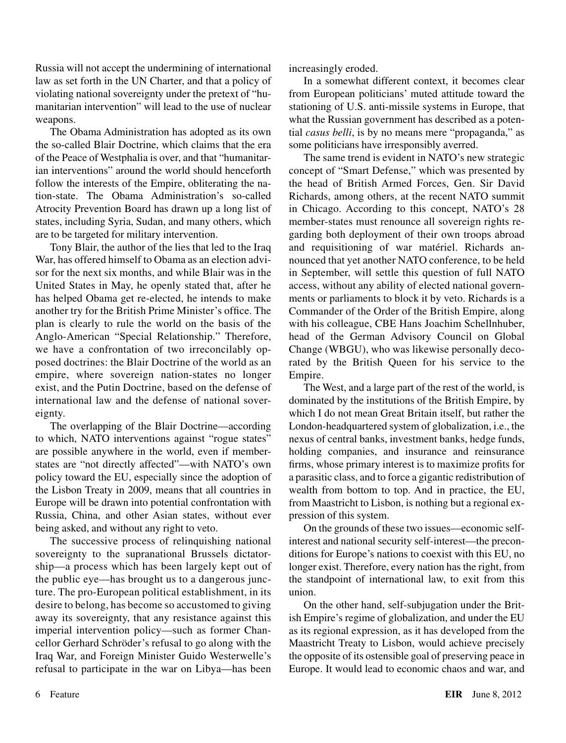Russia will not accept the undermining of international law as set forth in the UN Charter, and that a policy of violating national sovereignty under the pretext of "humanitarian intervention" will lead to the use of nuclear weapons.

The Obama Administration has adopted as its own the so-called Blair Doctrine, which claims that the era of the Peace of Westphalia is over, and that "humanitarian interventions" around the world should henceforth follow the interests of the Empire, obliterating the nation-state. The Obama Administration's so-called Atrocity Prevention Board has drawn up a long list of states, including Syria, Sudan, and many others, which are to be targeted for military intervention.

Tony Blair, the author of the lies that led to the Iraq War, has offered himself to Obama as an election advisor for the next six months, and while Blair was in the United States in May, he openly stated that, after he has helped Obama get re-elected, he intends to make another try for the British Prime Minister's office. The plan is clearly to rule the world on the basis of the Anglo-American "Special Relationship." Therefore, we have a confrontation of two irreconcilably opposed doctrines: the Blair Doctrine of the world as an empire, where sovereign nation-states no longer exist, and the Putin Doctrine, based on the defense of international law and the defense of national sovereignty.

The overlapping of the Blair Doctrine—according to which, NATO interventions against "rogue states" are possible anywhere in the world, even if member-states are "not directly affected"—with NATO's own policy toward the EU, especially since the adoption of the Lisbon Treaty in 2009, means that all countries in Europe will be drawn into potential confrontation with Russia, China, and other Asian states, without ever being asked, and without any right to veto.

The successive process of relinquishing national sovereignty to the supranational Brussels dictatorship—a process which has been largely kept out of the public eye—has brought us to a dangerous juncture. The pro-European political establishment, in its desire to belong, has become so accustomed to giving away its sovereignty, that any resistance against this imperial intervention policy—such as former Chancellor Gerhard Schröder's refusal to go along with the Iraq War, and Foreign Minister Guido Westerwelle's refusal to participate in the war on Libya—has been increasingly eroded.

In a somewhat different context, it becomes clear from European politicians' muted attitude toward the stationing of U.S. anti-missile systems in Europe, that what the Russian government has described as a potential *casus belli*, is by no means mere "propaganda," as some politicians have irresponsibly averred.

The same trend is evident in NATO's new strategic concept of "Smart Defense," which was presented by the head of British Armed Forces, Gen. Sir David Richards, among others, at the recent NATO summit in Chicago. According to this concept, NATO's 28 member-states must renounce all sovereign rights regarding both deployment of their own troops abroad and requisitioning of war matériel. Richards announced that yet another NATO conference, to be held in September, will settle this question of full NATO access, without any ability of elected national governments or parliaments to block it by veto. Richards is a Commander of the Order of the British Empire, along with his colleague, CBE Hans Joachim Schellnhuber, head of the German Advisory Council on Global Change (WBGU), who was likewise personally decorated by the British Queen for his service to the Empire.

The West, and a large part of the rest of the world, is dominated by the institutions of the British Empire, by which I do not mean Great Britain itself, but rather the London-headquartered system of globalization, i.e., the nexus of central banks, investment banks, hedge funds, holding companies, and insurance and reinsurance firms, whose primary interest is to maximize profits for a parasitic class, and to force a gigantic redistribution of wealth from bottom to top. And in practice, the EU, from Maastricht to Lisbon, is nothing but a regional expression of this system.

On the grounds of these two issues—economic self-interest and national security self-interest—the preconditions for Europe's nations to coexist with this EU, no longer exist. Therefore, every nation has the right, from the standpoint of international law, to exit from this union.

On the other hand, self-subjugation under the British Empire's regime of globalization, and under the EU as its regional expression, as it has developed from the Maastricht Treaty to Lisbon, would achieve precisely the opposite of its ostensible goal of preserving peace in Europe. It would lead to economic chaos and war, and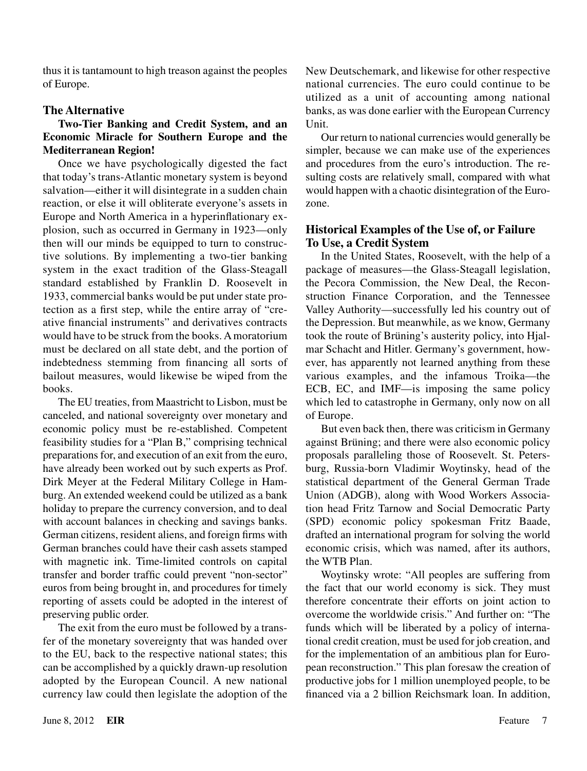thus it is tantamount to high treason against the peoples of Europe.

## The Alternative

### Two-Tier Banking and Credit System, and an Economic Miracle for Southern Europe and the Mediterranean Region!

Once we have psychologically digested the fact that today's trans-Atlantic monetary system is beyond salvation—either it will disintegrate in a sudden chain reaction, or else it will obliterate everyone's assets in Europe and North America in a hyperinflationary explosion, such as occurred in Germany in 1923—only then will our minds be equipped to turn to constructive solutions. By implementing a two-tier banking system in the exact tradition of the Glass-Steagall standard established by Franklin D. Roosevelt in 1933, commercial banks would be put under state protection as a first step, while the entire array of "creative financial instruments" and derivatives contracts would have to be struck from the books. A moratorium must be declared on all state debt, and the portion of indebtedness stemming from financing all sorts of bailout measures, would likewise be wiped from the books.

The EU treaties, from Maastricht to Lisbon, must be canceled, and national sovereignty over monetary and economic policy must be re-established. Competent feasibility studies for a "Plan B," comprising technical preparations for, and execution of an exit from the euro, have already been worked out by such experts as Prof. Dirk Meyer at the Federal Military College in Hamburg. An extended weekend could be utilized as a bank holiday to prepare the currency conversion, and to deal with account balances in checking and savings banks. German citizens, resident aliens, and foreign firms with German branches could have their cash assets stamped with magnetic ink. Time-limited controls on capital transfer and border traffic could prevent "non-sector" euros from being brought in, and procedures for timely reporting of assets could be adopted in the interest of preserving public order.

The exit from the euro must be followed by a transfer of the monetary sovereignty that was handed over to the EU, back to the respective national states; this can be accomplished by a quickly drawn-up resolution adopted by the European Council. A new national currency law could then legislate the adoption of the New Deutschemark, and likewise for other respective national currencies. The euro could continue to be utilized as a unit of accounting among national banks, as was done earlier with the European Currency Unit.

Our return to national currencies would generally be simpler, because we can make use of the experiences and procedures from the euro's introduction. The resulting costs are relatively small, compared with what would happen with a chaotic disintegration of the Eurozone.

## Historical Examples of the Use of, or Failure To Use, a Credit System

In the United States, Roosevelt, with the help of a package of measures—the Glass-Steagall legislation, the Pecora Commission, the New Deal, the Reconstruction Finance Corporation, and the Tennessee Valley Authority—successfully led his country out of the Depression. But meanwhile, as we know, Germany took the route of Brüning's austerity policy, into Hjalmar Schacht and Hitler. Germany's government, however, has apparently not learned anything from these various examples, and the infamous Troika—the ECB, EC, and IMF—is imposing the same policy which led to catastrophe in Germany, only now on all of Europe.

But even back then, there was criticism in Germany against Brüning; and there were also economic policy proposals paralleling those of Roosevelt. St. Petersburg, Russia-born Vladimir Woytinsky, head of the statistical department of the General German Trade Union (ADGB), along with Wood Workers Association head Fritz Tarnow and Social Democratic Party (SPD) economic policy spokesman Fritz Baade, drafted an international program for solving the world economic crisis, which was named, after its authors, the WTB Plan.

Woytinsky wrote: "All peoples are suffering from the fact that our world economy is sick. They must therefore concentrate their efforts on joint action to overcome the worldwide crisis." And further on: "The funds which will be liberated by a policy of international credit creation, must be used for job creation, and for the implementation of an ambitious plan for European reconstruction." This plan foresaw the creation of productive jobs for 1 million unemployed people, to be financed via a 2 billion Reichsmark loan. In addition,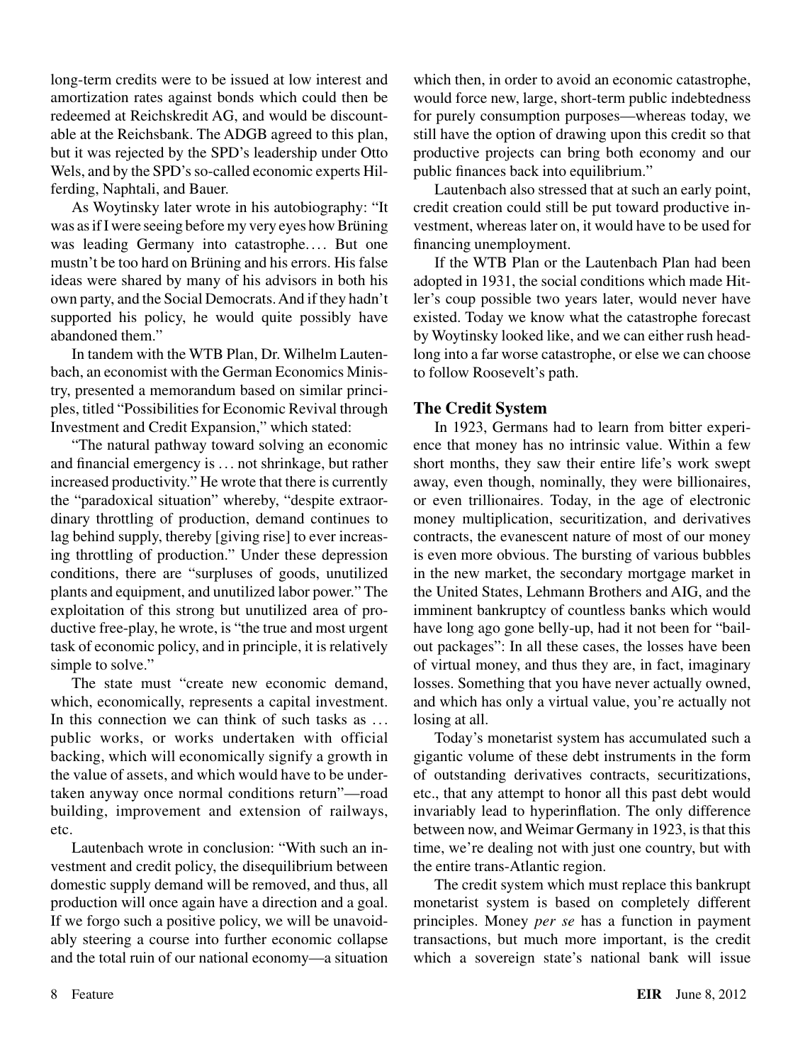long-term credits were to be issued at low interest and amortization rates against bonds which could then be redeemed at Reichskredit AG, and would be discountable at the Reichsbank. The ADGB agreed to this plan, but it was rejected by the SPD's leadership under Otto Wels, and by the SPD's so-called economic experts Hilferding, Naphtali, and Bauer.

As Woytinsky later wrote in his autobiography: "It was as if I were seeing before my very eyes how Brüning was leading Germany into catastrophe.... But one mustn't be too hard on Brüning and his errors. His false ideas were shared by many of his advisors in both his own party, and the Social Democrats. And if they hadn't supported his policy, he would quite possibly have abandoned them."

In tandem with the WTB Plan, Dr. Wilhelm Lautenbach, an economist with the German Economics Ministry, presented a memorandum based on similar principles, titled "Possibilities for Economic Revival through Investment and Credit Expansion," which stated:

"The natural pathway toward solving an economic and financial emergency is ... not shrinkage, but rather increased productivity." He wrote that there is currently the "paradoxical situation" whereby, "despite extraordinary throttling of production, demand continues to lag behind supply, thereby [giving rise] to ever increasing throttling of production." Under these depression conditions, there are "surpluses of goods, unutilized plants and equipment, and unutilized labor power." The exploitation of this strong but unutilized area of productive free-play, he wrote, is "the true and most urgent task of economic policy, and in principle, it is relatively simple to solve."

The state must "create new economic demand, which, economically, represents a capital investment. In this connection we can think of such tasks as ... public works, or works undertaken with official backing, which will economically signify a growth in the value of assets, and which would have to be undertaken anyway once normal conditions return"—road building, improvement and extension of railways, etc.

Lautenbach wrote in conclusion: "With such an investment and credit policy, the disequilibrium between domestic supply demand will be removed, and thus, all production will once again have a direction and a goal. If we forgo such a positive policy, we will be unavoidably steering a course into further economic collapse and the total ruin of our national economy—a situation which then, in order to avoid an economic catastrophe, would force new, large, short-term public indebtedness for purely consumption purposes—whereas today, we still have the option of drawing upon this credit so that productive projects can bring both economy and our public finances back into equilibrium."

Lautenbach also stressed that at such an early point, credit creation could still be put toward productive investment, whereas later on, it would have to be used for financing unemployment.

If the WTB Plan or the Lautenbach Plan had been adopted in 1931, the social conditions which made Hitler's coup possible two years later, would never have existed. Today we know what the catastrophe forecast by Woytinsky looked like, and we can either rush headlong into a far worse catastrophe, or else we can choose to follow Roosevelt's path.

## The Credit System

In 1923, Germans had to learn from bitter experience that money has no intrinsic value. Within a few short months, they saw their entire life's work swept away, even though, nominally, they were billionaires, or even trillionaires. Today, in the age of electronic money multiplication, securitization, and derivatives contracts, the evanescent nature of most of our money is even more obvious. The bursting of various bubbles in the new market, the secondary mortgage market in the United States, Lehmann Brothers and AIG, and the imminent bankruptcy of countless banks which would have long ago gone belly-up, had it not been for "bailout packages": In all these cases, the losses have been of virtual money, and thus they are, in fact, imaginary losses. Something that you have never actually owned, and which has only a virtual value, you're actually not losing at all.

Today's monetarist system has accumulated such a gigantic volume of these debt instruments in the form of outstanding derivatives contracts, securitizations, etc., that any attempt to honor all this past debt would invariably lead to hyperinflation. The only difference between now, and Weimar Germany in 1923, is that this time, we're dealing not with just one country, but with the entire trans-Atlantic region.

The credit system which must replace this bankrupt monetarist system is based on completely different principles. Money *per se* has a function in payment transactions, but much more important, is the credit which a sovereign state's national bank will issue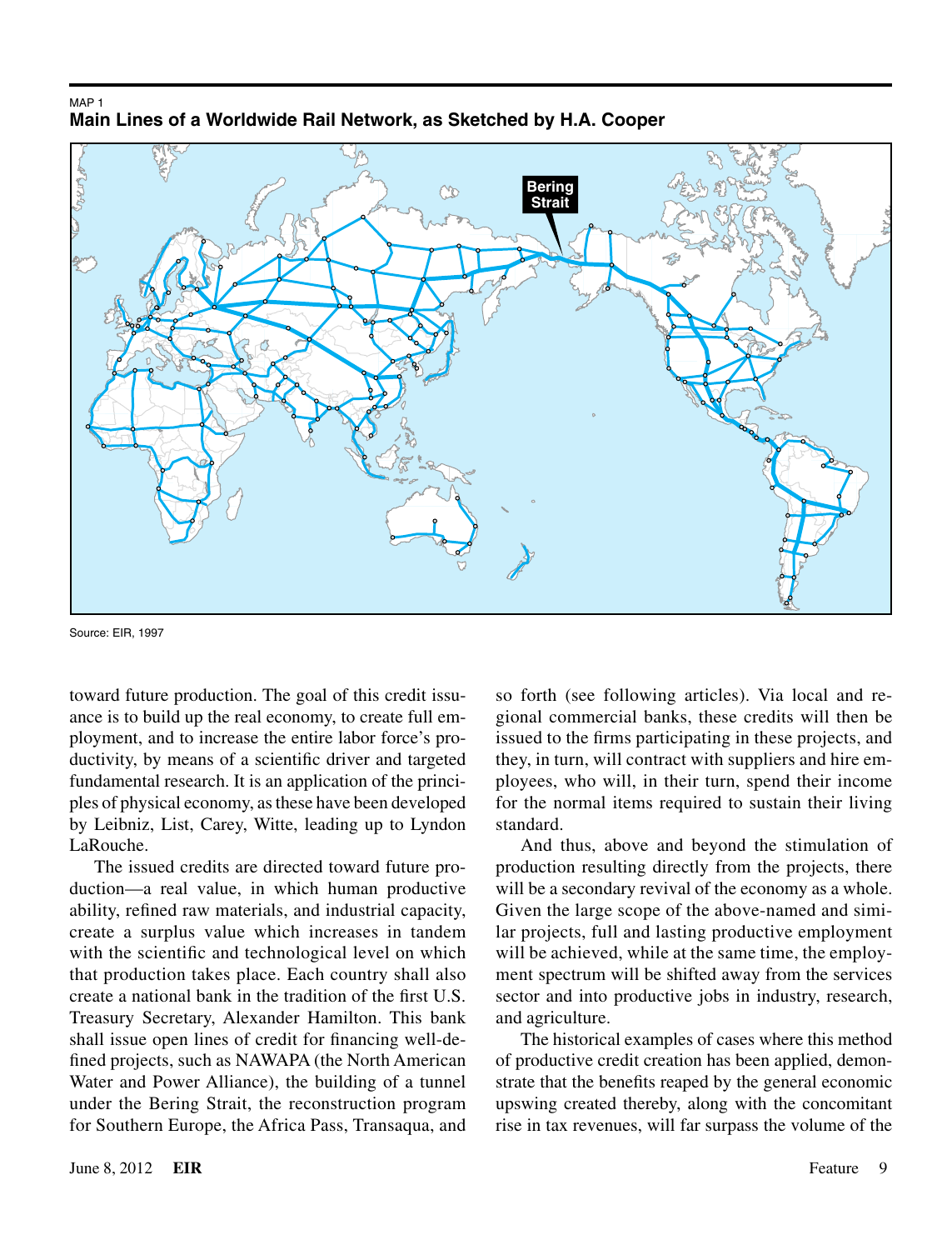MAP 1

**Main Lines of a Worldwide Rail Network, as Sketched by H.A. Cooper**

Source: EIR, 1997

toward future production. The goal of this credit issuance is to build up the real economy, to create full employment, and to increase the entire labor force's productivity, by means of a scientific driver and targeted fundamental research. It is an application of the principles of physical economy, as these have been developed by Leibniz, List, Carey, Witte, leading up to Lyndon LaRouche.

The issued credits are directed toward future production—a real value, in which human productive ability, refined raw materials, and industrial capacity, create a surplus value which increases in tandem with the scientific and technological level on which that production takes place. Each country shall also create a national bank in the tradition of the first U.S. Treasury Secretary, Alexander Hamilton. This bank shall issue open lines of credit for financing well-defined projects, such as NAWAPA (the North American Water and Power Alliance), the building of a tunnel under the Bering Strait, the reconstruction program for Southern Europe, the Africa Pass, Transaqua, and so forth (see following articles). Via local and regional commercial banks, these credits will then be issued to the firms participating in these projects, and they, in turn, will contract with suppliers and hire employees, who will, in their turn, spend their income for the normal items required to sustain their living standard.

And thus, above and beyond the stimulation of production resulting directly from the projects, there will be a secondary revival of the economy as a whole. Given the large scope of the above-named and similar projects, full and lasting productive employment will be achieved, while at the same time, the employment spectrum will be shifted away from the services sector and into productive jobs in industry, research, and agriculture.

The historical examples of cases where this method of productive credit creation has been applied, demonstrate that the benefits reaped by the general economic upswing created thereby, along with the concomitant rise in tax revenues, will far surpass the volume of the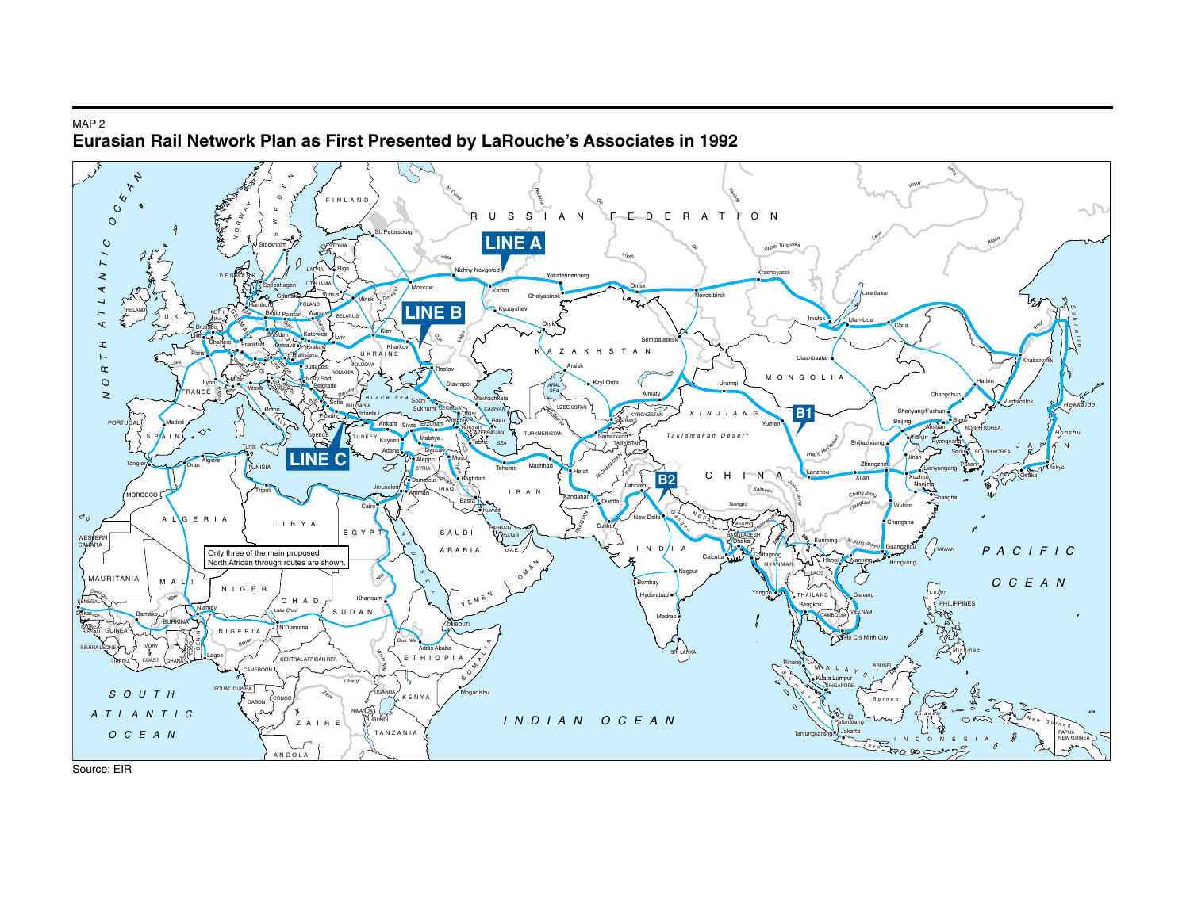MAP 2

## Eurasian Rail Network Plan as First Presented by LaRouche's Associates in 1992

Only three of the main proposed North African through routes are shown.

Source: EIR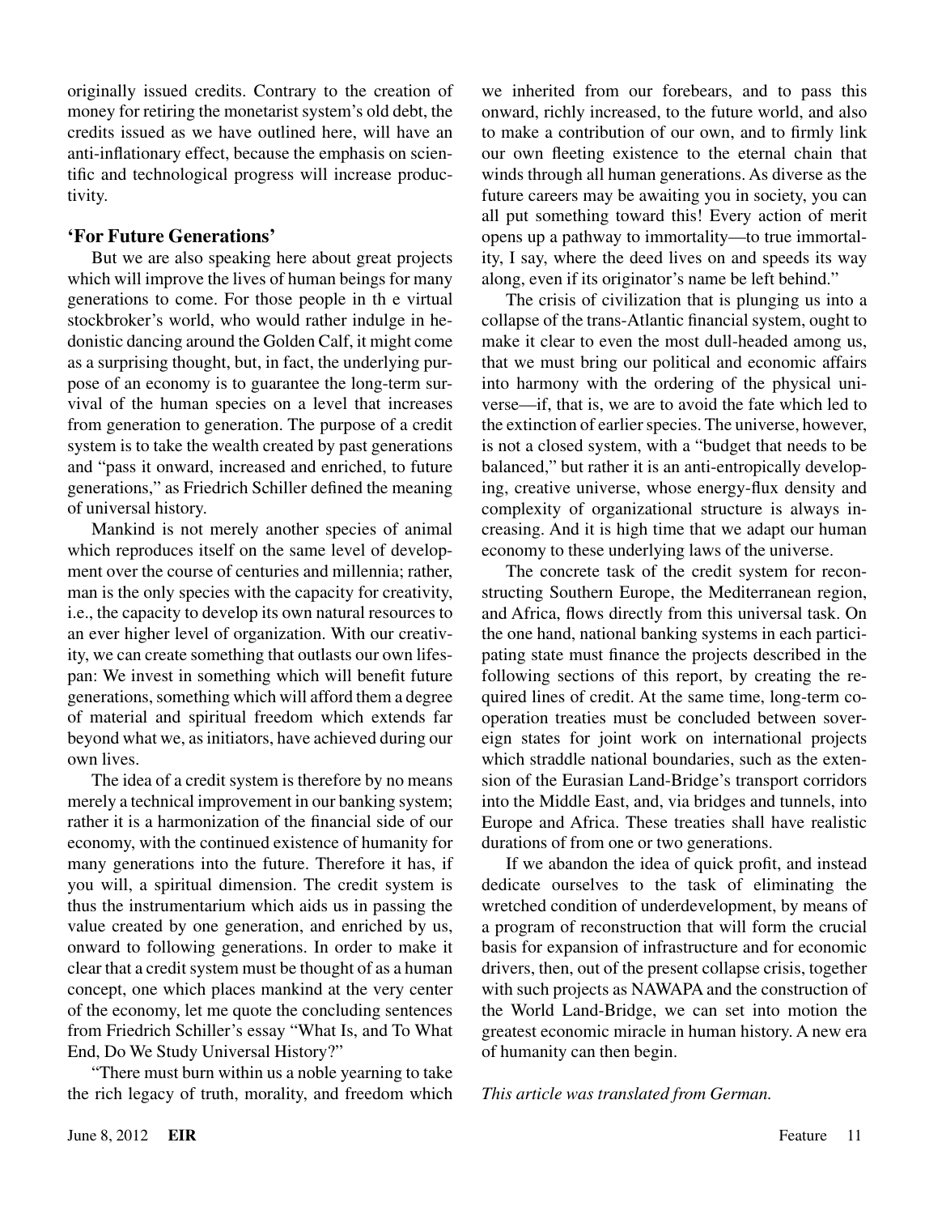originally issued credits. Contrary to the creation of money for retiring the monetarist system's old debt, the credits issued as we have outlined here, will have an anti-inflationary effect, because the emphasis on scientific and technological progress will increase productivity.

### 'For Future Generations'

But we are also speaking here about great projects which will improve the lives of human beings for many generations to come. For those people in th e virtual stockbroker's world, who would rather indulge in hedonistic dancing around the Golden Calf, it might come as a surprising thought, but, in fact, the underlying purpose of an economy is to guarantee the long-term survival of the human species on a level that increases from generation to generation. The purpose of a credit system is to take the wealth created by past generations and "pass it onward, increased and enriched, to future generations," as Friedrich Schiller defined the meaning of universal history.

Mankind is not merely another species of animal which reproduces itself on the same level of development over the course of centuries and millennia; rather, man is the only species with the capacity for creativity, i.e., the capacity to develop its own natural resources to an ever higher level of organization. With our creativity, we can create something that outlasts our own lifespan: We invest in something which will benefit future generations, something which will afford them a degree of material and spiritual freedom which extends far beyond what we, as initiators, have achieved during our own lives.

The idea of a credit system is therefore by no means merely a technical improvement in our banking system; rather it is a harmonization of the financial side of our economy, with the continued existence of humanity for many generations into the future. Therefore it has, if you will, a spiritual dimension. The credit system is thus the instrumentarium which aids us in passing the value created by one generation, and enriched by us, onward to following generations. In order to make it clear that a credit system must be thought of as a human concept, one which places mankind at the very center of the economy, let me quote the concluding sentences from Friedrich Schiller's essay "What Is, and To What End, Do We Study Universal History?"

"There must burn within us a noble yearning to take the rich legacy of truth, morality, and freedom which we inherited from our forebears, and to pass this onward, richly increased, to the future world, and also to make a contribution of our own, and to firmly link our own fleeting existence to the eternal chain that winds through all human generations. As diverse as the future careers may be awaiting you in society, you can all put something toward this! Every action of merit opens up a pathway to immortality—to true immortality, I say, where the deed lives on and speeds its way along, even if its originator's name be left behind."

The crisis of civilization that is plunging us into a collapse of the trans-Atlantic financial system, ought to make it clear to even the most dull-headed among us, that we must bring our political and economic affairs into harmony with the ordering of the physical universe—if, that is, we are to avoid the fate which led to the extinction of earlier species. The universe, however, is not a closed system, with a "budget that needs to be balanced," but rather it is an anti-entropically developing, creative universe, whose energy-flux density and complexity of organizational structure is always increasing. And it is high time that we adapt our human economy to these underlying laws of the universe.

The concrete task of the credit system for reconstructing Southern Europe, the Mediterranean region, and Africa, flows directly from this universal task. On the one hand, national banking systems in each participating state must finance the projects described in the following sections of this report, by creating the required lines of credit. At the same time, long-term cooperation treaties must be concluded between sovereign states for joint work on international projects which straddle national boundaries, such as the extension of the Eurasian Land-Bridge's transport corridors into the Middle East, and, via bridges and tunnels, into Europe and Africa. These treaties shall have realistic durations of from one or two generations.

If we abandon the idea of quick profit, and instead dedicate ourselves to the task of eliminating the wretched condition of underdevelopment, by means of a program of reconstruction that will form the crucial basis for expansion of infrastructure and for economic drivers, then, out of the present collapse crisis, together with such projects as NAWAPA and the construction of the World Land-Bridge, we can set into motion the greatest economic miracle in human history. A new era of humanity can then begin.

*This article was translated from German.*